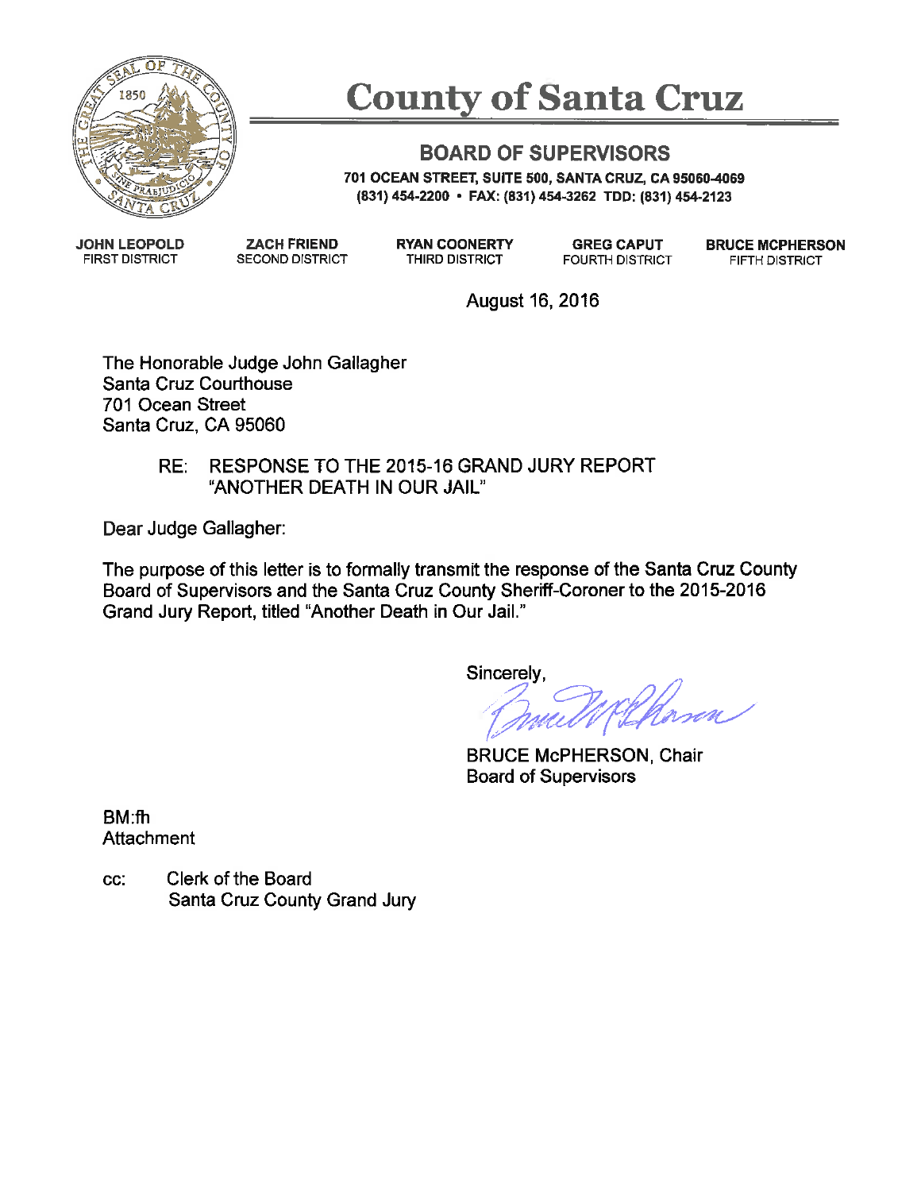# County of Santa Cruz

## BOARD OF SUPERVISORS

701 OCEAN STREET, SUITE 500, SANTA CRUZ, CA 95060-4069
(831) 454-2200 • FAX: (831) 454-3262 TDD: (831) 454-2123

| JOHN LEOPOLD | ZACH FRIEND | RYAN COONERTY | GREG CAPUT | BRUCE MCPHERSON |
|---|---|---|---|---|
| FIRST DISTRICT | SECOND DISTRICT | THIRD DISTRICT | FOURTH DISTRICT | FIFTH DISTRICT |

August 16, 2016

The Honorable Judge John Gallagher
Santa Cruz Courthouse
701 Ocean Street
Santa Cruz, CA 95060

RE: RESPONSE TO THE 2015-16 GRAND JURY REPORT "ANOTHER DEATH IN OUR JAIL"

Dear Judge Gallagher:

The purpose of this letter is to formally transmit the response of the Santa Cruz County Board of Supervisors and the Santa Cruz County Sheriff-Coroner to the 2015-2016 Grand Jury Report, titled "Another Death in Our Jail."

Sincerely,

BRUCE McPHERSON, Chair
Board of Supervisors

BM:fh
Attachment

cc: Clerk of the Board
Santa Cruz County Grand Jury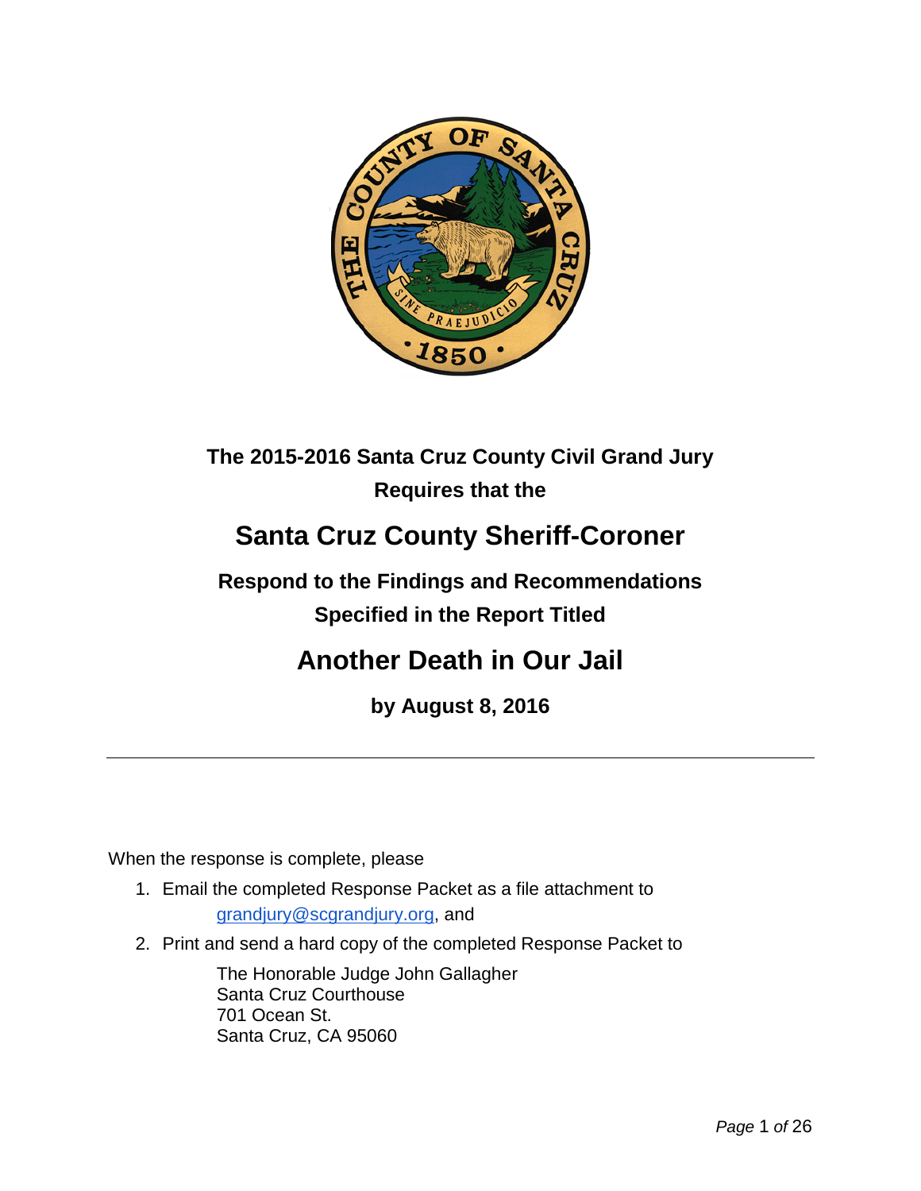**The 2015-2016 Santa Cruz County Civil Grand Jury**
**Requires that the**

# Santa Cruz County Sheriff-Coroner

**Respond to the Findings and Recommendations**
**Specified in the Report Titled**

# Another Death in Our Jail

**by August 8, 2016**

---

When the response is complete, please

1. Email the completed Response Packet as a file attachment to
   grandjury@scgrandjury.org, and
2. Print and send a hard copy of the completed Response Packet to

   The Honorable Judge John Gallagher
   Santa Cruz Courthouse
   701 Ocean St.
   Santa Cruz, CA 95060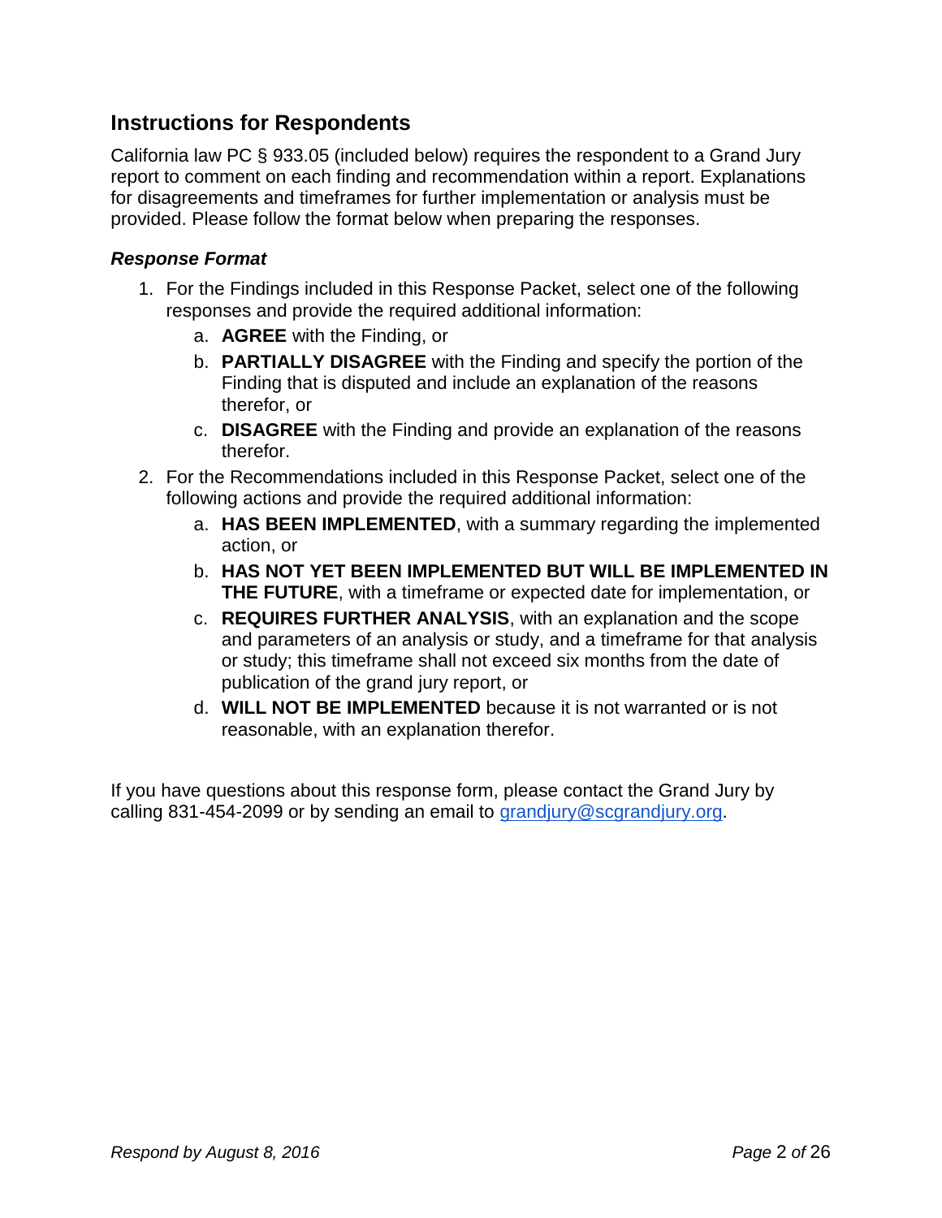## Instructions for Respondents

California law PC § 933.05 (included below) requires the respondent to a Grand Jury report to comment on each finding and recommendation within a report. Explanations for disagreements and timeframes for further implementation or analysis must be provided. Please follow the format below when preparing the responses.

### *Response Format*

1. For the Findings included in this Response Packet, select one of the following responses and provide the required additional information:
   a. **AGREE** with the Finding, or
   b. **PARTIALLY DISAGREE** with the Finding and specify the portion of the Finding that is disputed and include an explanation of the reasons therefor, or
   c. **DISAGREE** with the Finding and provide an explanation of the reasons therefor.
2. For the Recommendations included in this Response Packet, select one of the following actions and provide the required additional information:
   a. **HAS BEEN IMPLEMENTED**, with a summary regarding the implemented action, or
   b. **HAS NOT YET BEEN IMPLEMENTED BUT WILL BE IMPLEMENTED IN THE FUTURE**, with a timeframe or expected date for implementation, or
   c. **REQUIRES FURTHER ANALYSIS**, with an explanation and the scope and parameters of an analysis or study, and a timeframe for that analysis or study; this timeframe shall not exceed six months from the date of publication of the grand jury report, or
   d. **WILL NOT BE IMPLEMENTED** because it is not warranted or is not reasonable, with an explanation therefor.

If you have questions about this response form, please contact the Grand Jury by calling 831-454-2099 or by sending an email to grandjury@scgrandjury.org.

*Respond by August 8, 2016*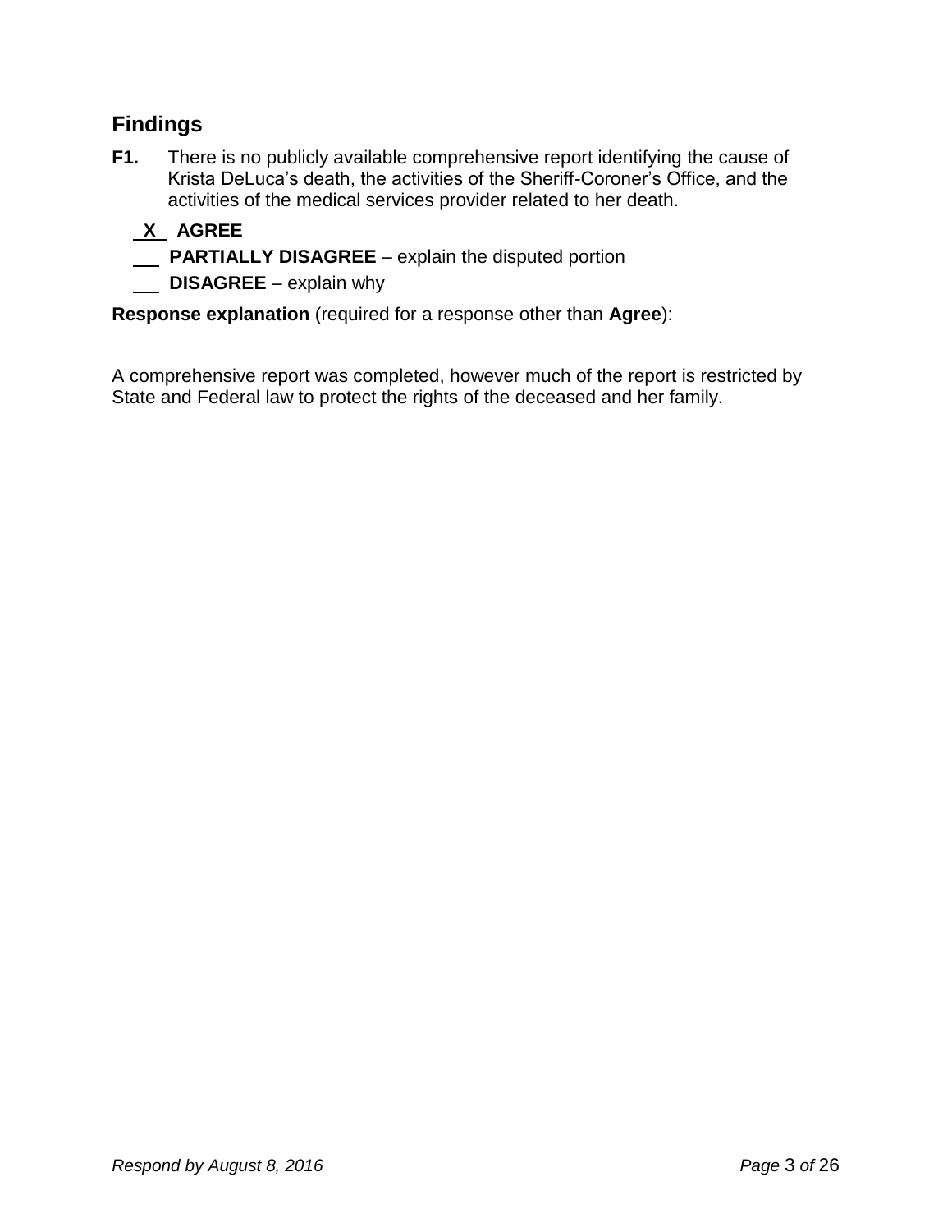## Findings

**F1.** There is no publicly available comprehensive report identifying the cause of Krista DeLuca's death, the activities of the Sheriff-Coroner's Office, and the activities of the medical services provider related to her death.

**\_X\_ AGREE**

**\_\_\_ PARTIALLY DISAGREE** – explain the disputed portion

**\_\_\_ DISAGREE** – explain why

**Response explanation** (required for a response other than **Agree**):

A comprehensive report was completed, however much of the report is restricted by State and Federal law to protect the rights of the deceased and her family.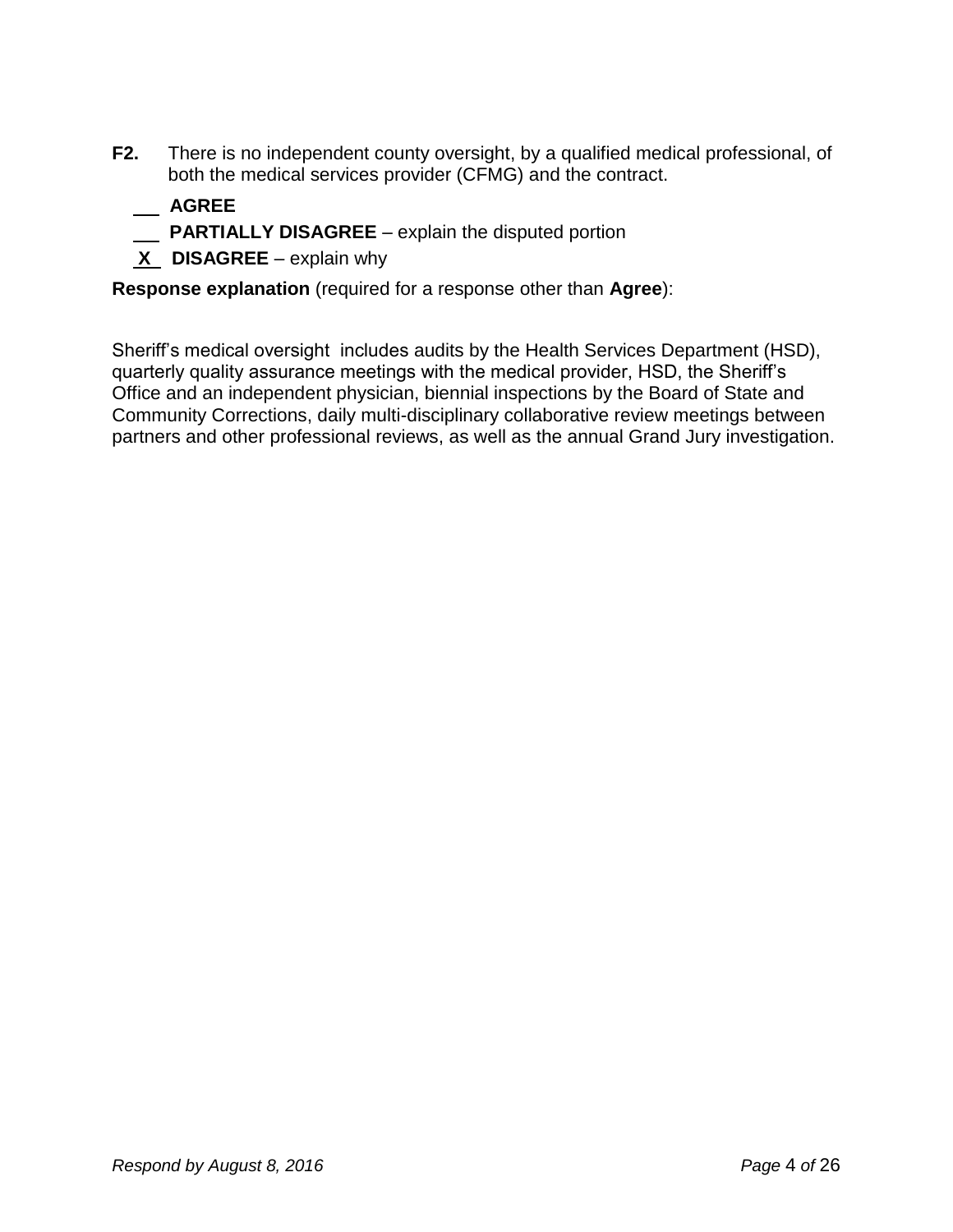**F2.** There is no independent county oversight, by a qualified medical professional, of both the medical services provider (CFMG) and the contract.

___ **AGREE**

___ **PARTIALLY DISAGREE** – explain the disputed portion

_X_ **DISAGREE** – explain why

**Response explanation** (required for a response other than **Agree**):

Sheriff's medical oversight includes audits by the Health Services Department (HSD), quarterly quality assurance meetings with the medical provider, HSD, the Sheriff's Office and an independent physician, biennial inspections by the Board of State and Community Corrections, daily multi-disciplinary collaborative review meetings between partners and other professional reviews, as well as the annual Grand Jury investigation.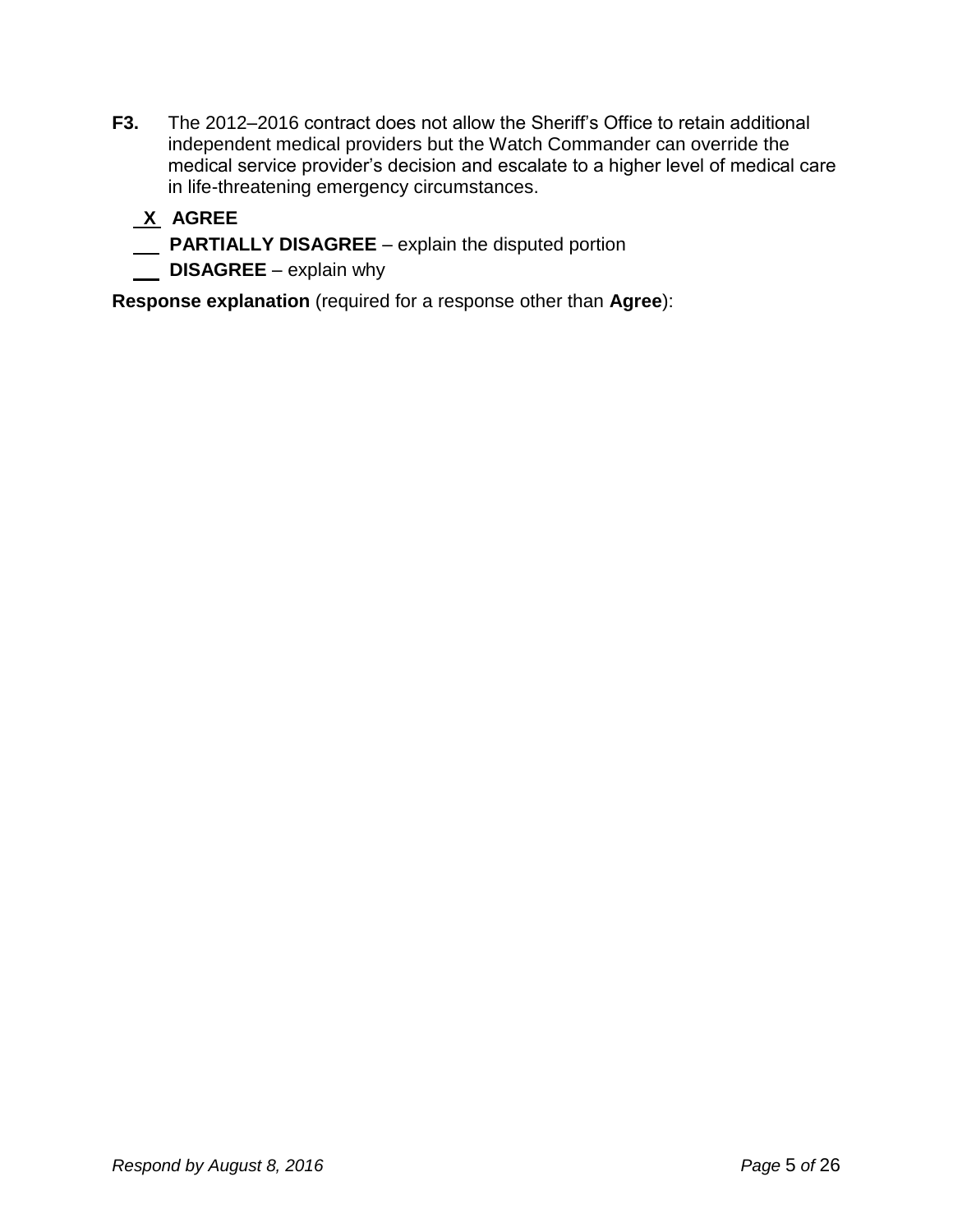**F3.** The 2012–2016 contract does not allow the Sheriff's Office to retain additional independent medical providers but the Watch Commander can override the medical service provider's decision and escalate to a higher level of medical care in life-threatening emergency circumstances.

\_X\_ **AGREE**

\_\_\_ **PARTIALLY DISAGREE** – explain the disputed portion

\_\_\_ **DISAGREE** – explain why

**Response explanation** (required for a response other than **Agree**):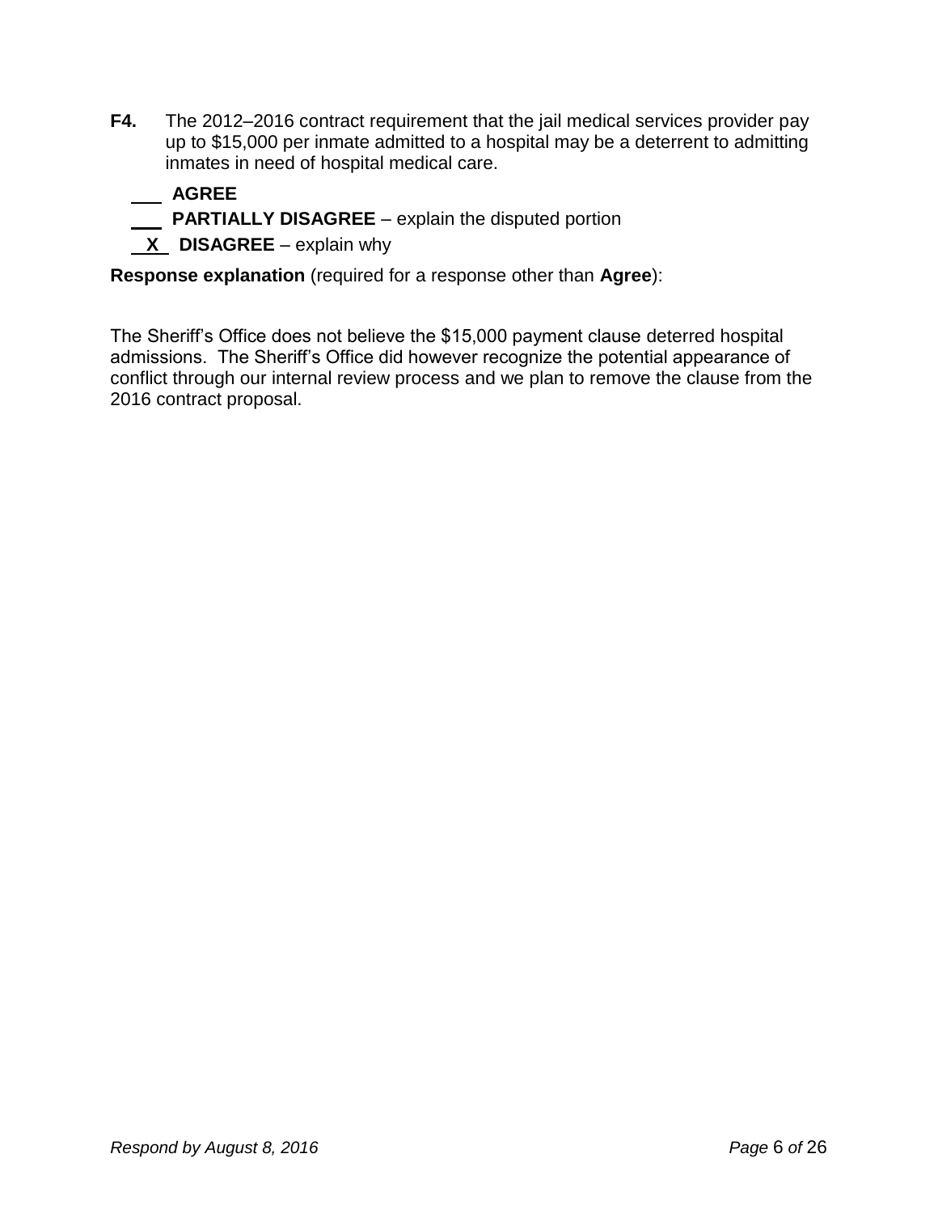**F4.** The 2012–2016 contract requirement that the jail medical services provider pay up to $15,000 per inmate admitted to a hospital may be a deterrent to admitting inmates in need of hospital medical care.

\_\_\_ **AGREE**

\_\_\_ **PARTIALLY DISAGREE** – explain the disputed portion

_X_ **DISAGREE** – explain why

**Response explanation** (required for a response other than **Agree**):

The Sheriff's Office does not believe the $15,000 payment clause deterred hospital admissions. The Sheriff's Office did however recognize the potential appearance of conflict through our internal review process and we plan to remove the clause from the 2016 contract proposal.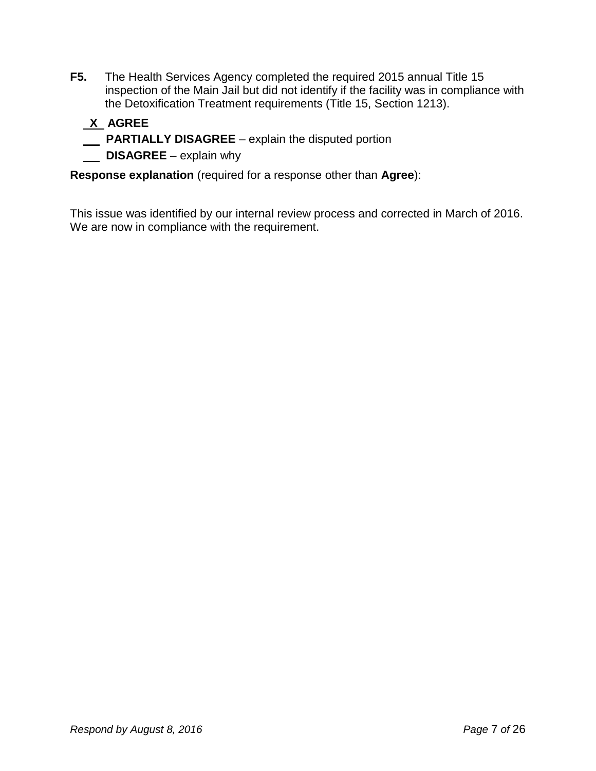**F5.** The Health Services Agency completed the required 2015 annual Title 15 inspection of the Main Jail but did not identify if the facility was in compliance with the Detoxification Treatment requirements (Title 15, Section 1213).

\_X\_ **AGREE**

\_\_\_ **PARTIALLY DISAGREE** – explain the disputed portion

\_\_\_ **DISAGREE** – explain why

**Response explanation** (required for a response other than **Agree**):

This issue was identified by our internal review process and corrected in March of 2016. We are now in compliance with the requirement.

*Respond by August 8, 2016*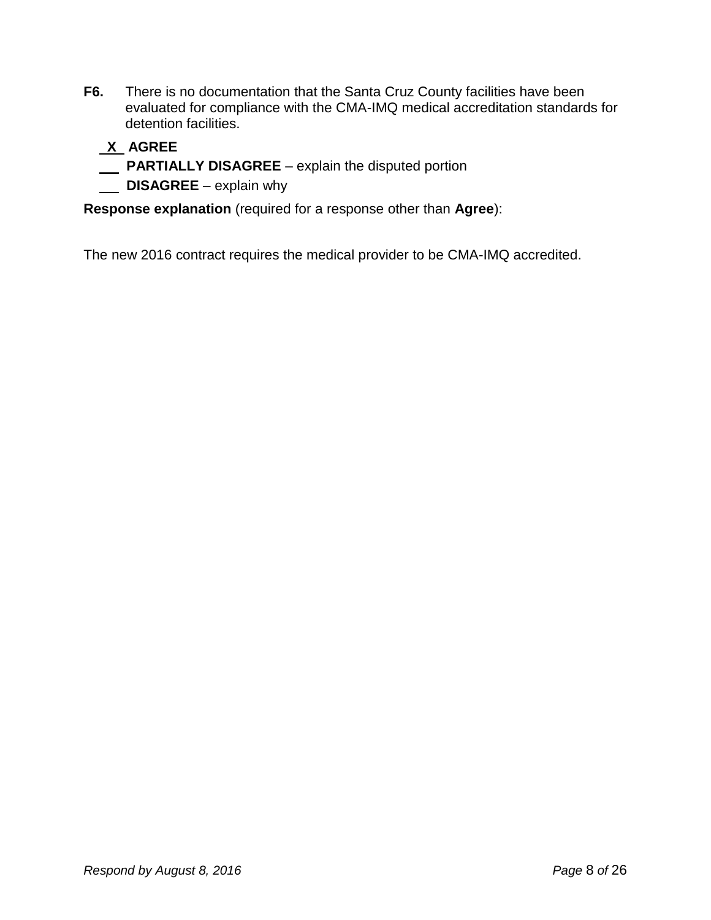**F6.** There is no documentation that the Santa Cruz County facilities have been evaluated for compliance with the CMA-IMQ medical accreditation standards for detention facilities.

_X_ **AGREE**

___ **PARTIALLY DISAGREE** – explain the disputed portion

___ **DISAGREE** – explain why

**Response explanation** (required for a response other than **Agree**):

The new 2016 contract requires the medical provider to be CMA-IMQ accredited.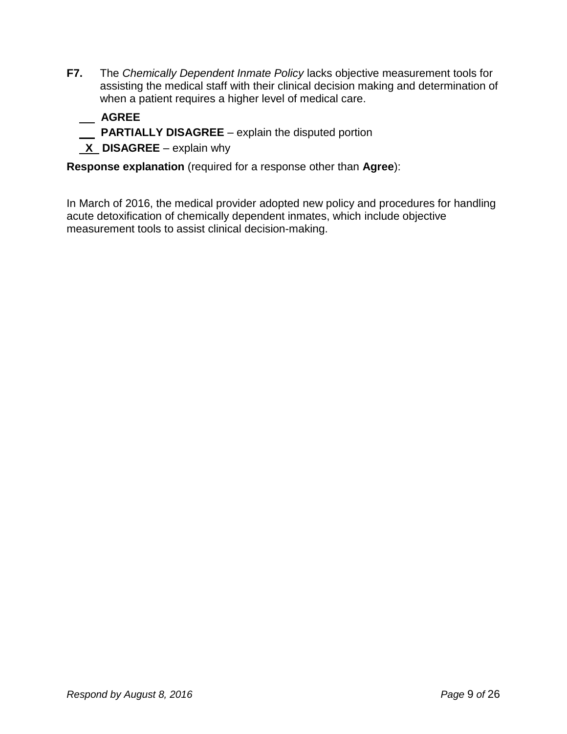**F7.** The *Chemically Dependent Inmate Policy* lacks objective measurement tools for assisting the medical staff with their clinical decision making and determination of when a patient requires a higher level of medical care.

\_\_\_ **AGREE**

\_\_\_ **PARTIALLY DISAGREE** – explain the disputed portion

\_X\_ **DISAGREE** – explain why

**Response explanation** (required for a response other than **Agree**):

In March of 2016, the medical provider adopted new policy and procedures for handling acute detoxification of chemically dependent inmates, which include objective measurement tools to assist clinical decision-making.

*Respond by August 8, 2016*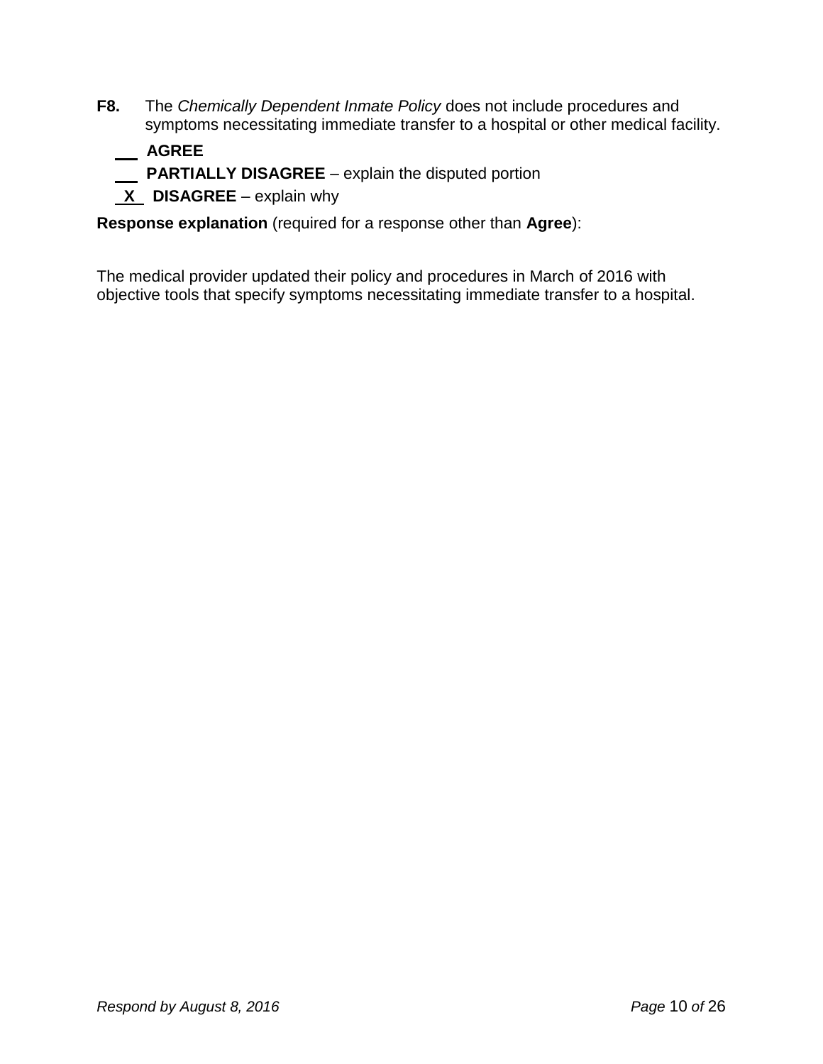**F8.** The *Chemically Dependent Inmate Policy* does not include procedures and symptoms necessitating immediate transfer to a hospital or other medical facility.

___ **AGREE**

___ **PARTIALLY DISAGREE** – explain the disputed portion

_X_ **DISAGREE** – explain why

**Response explanation** (required for a response other than **Agree**):

The medical provider updated their policy and procedures in March of 2016 with objective tools that specify symptoms necessitating immediate transfer to a hospital.

*Respond by August 8, 2016*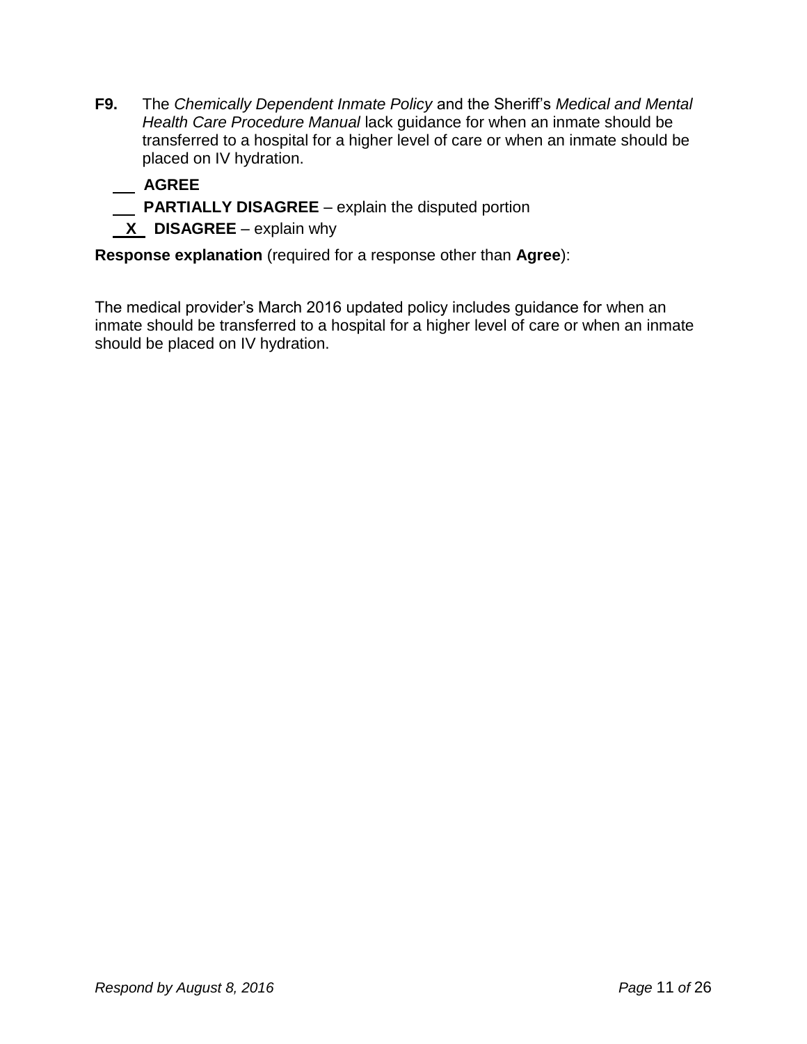**F9.** The *Chemically Dependent Inmate Policy* and the Sheriff's *Medical and Mental Health Care Procedure Manual* lack guidance for when an inmate should be transferred to a hospital for a higher level of care or when an inmate should be placed on IV hydration.

\_\_\_ **AGREE**

\_\_\_ **PARTIALLY DISAGREE** – explain the disputed portion

\_X\_ **DISAGREE** – explain why

**Response explanation** (required for a response other than **Agree**):

The medical provider's March 2016 updated policy includes guidance for when an inmate should be transferred to a hospital for a higher level of care or when an inmate should be placed on IV hydration.

*Respond by August 8, 2016*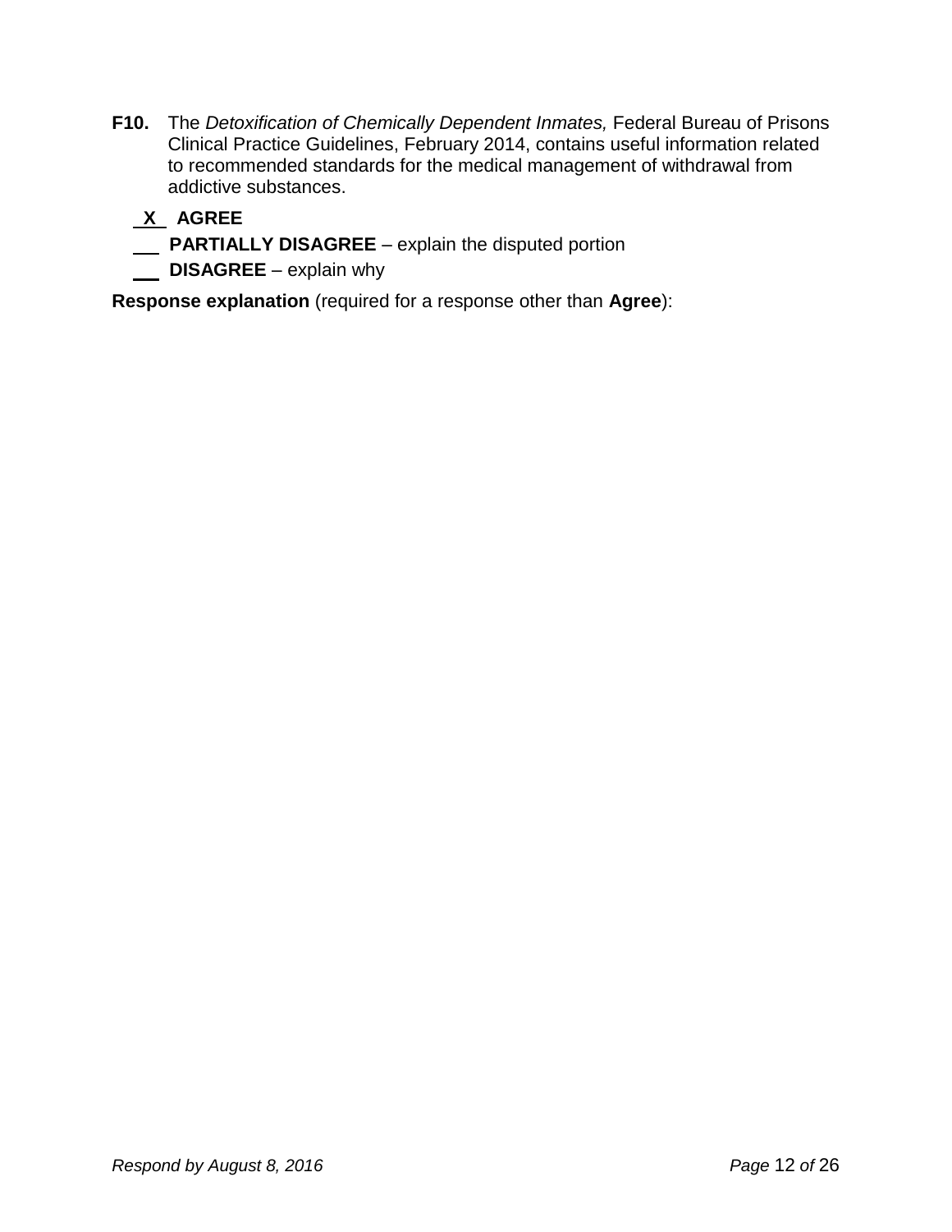**F10.** The *Detoxification of Chemically Dependent Inmates,* Federal Bureau of Prisons Clinical Practice Guidelines, February 2014, contains useful information related to recommended standards for the medical management of withdrawal from addictive substances.

\_X\_ **AGREE**

\_\_\_ **PARTIALLY DISAGREE** – explain the disputed portion

\_\_\_ **DISAGREE** – explain why

**Response explanation** (required for a response other than **Agree**):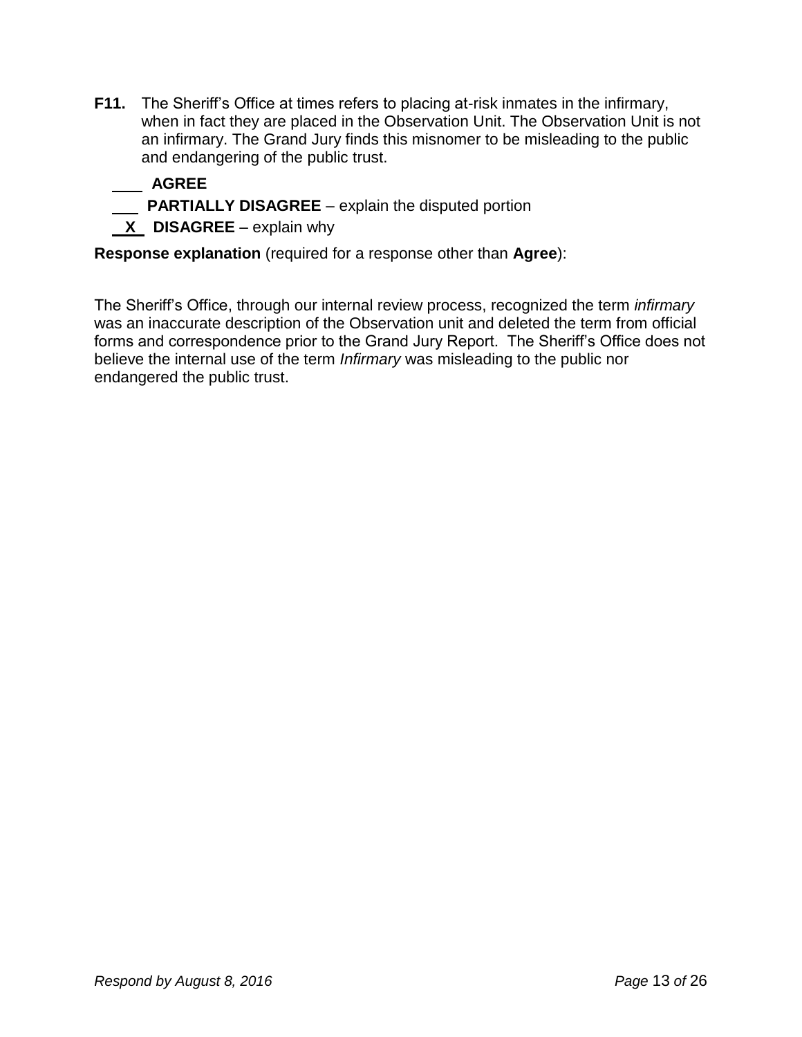**F11.** The Sheriff's Office at times refers to placing at-risk inmates in the infirmary, when in fact they are placed in the Observation Unit. The Observation Unit is not an infirmary. The Grand Jury finds this misnomer to be misleading to the public and endangering of the public trust.

\_\_\_\_ **AGREE**

\_\_\_\_ **PARTIALLY DISAGREE** – explain the disputed portion

\_\_X\_\_ **DISAGREE** – explain why

**Response explanation** (required for a response other than **Agree**):

The Sheriff's Office, through our internal review process, recognized the term *infirmary* was an inaccurate description of the Observation unit and deleted the term from official forms and correspondence prior to the Grand Jury Report. The Sheriff's Office does not believe the internal use of the term *Infirmary* was misleading to the public nor endangered the public trust.

*Respond by August 8, 2016*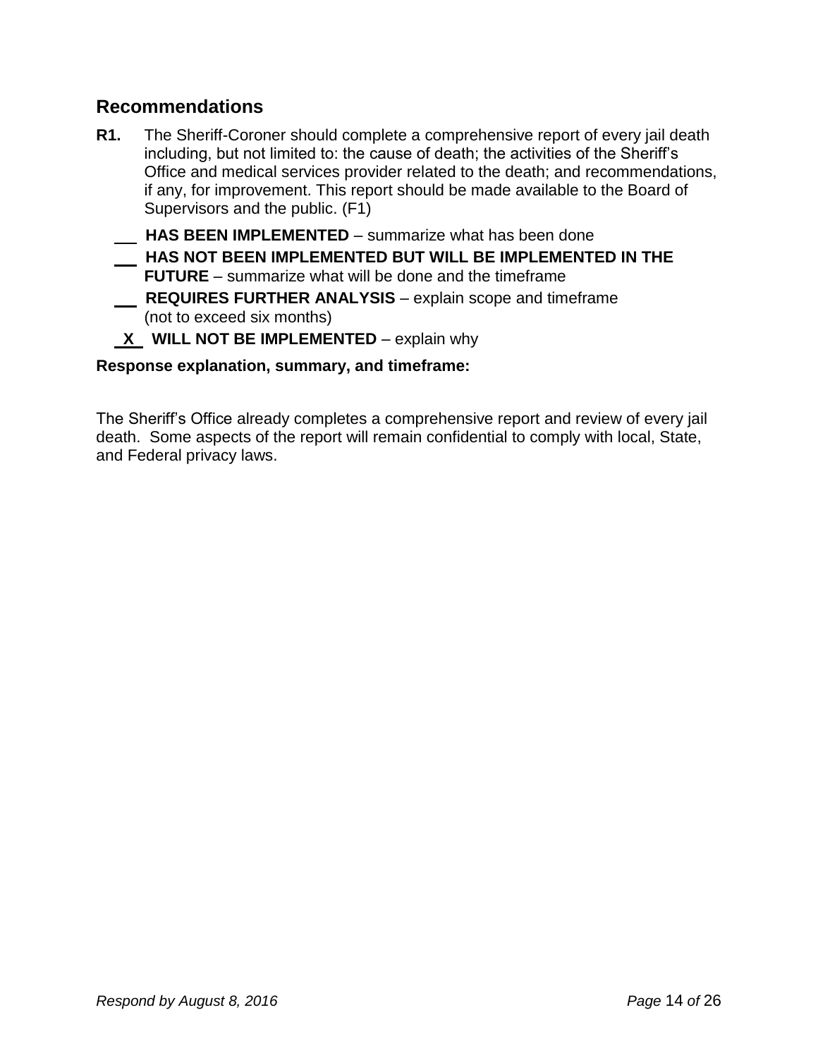## Recommendations

**R1.** The Sheriff-Coroner should complete a comprehensive report of every jail death including, but not limited to: the cause of death; the activities of the Sheriff's Office and medical services provider related to the death; and recommendations, if any, for improvement. This report should be made available to the Board of Supervisors and the public. (F1)

\_\_\_ **HAS BEEN IMPLEMENTED** – summarize what has been done

\_\_\_ **HAS NOT BEEN IMPLEMENTED BUT WILL BE IMPLEMENTED IN THE FUTURE** – summarize what will be done and the timeframe

\_\_\_ **REQUIRES FURTHER ANALYSIS** – explain scope and timeframe (not to exceed six months)

\_X\_ **WILL NOT BE IMPLEMENTED** – explain why

**Response explanation, summary, and timeframe:**

The Sheriff's Office already completes a comprehensive report and review of every jail death. Some aspects of the report will remain confidential to comply with local, State, and Federal privacy laws.

*Respond by August 8, 2016*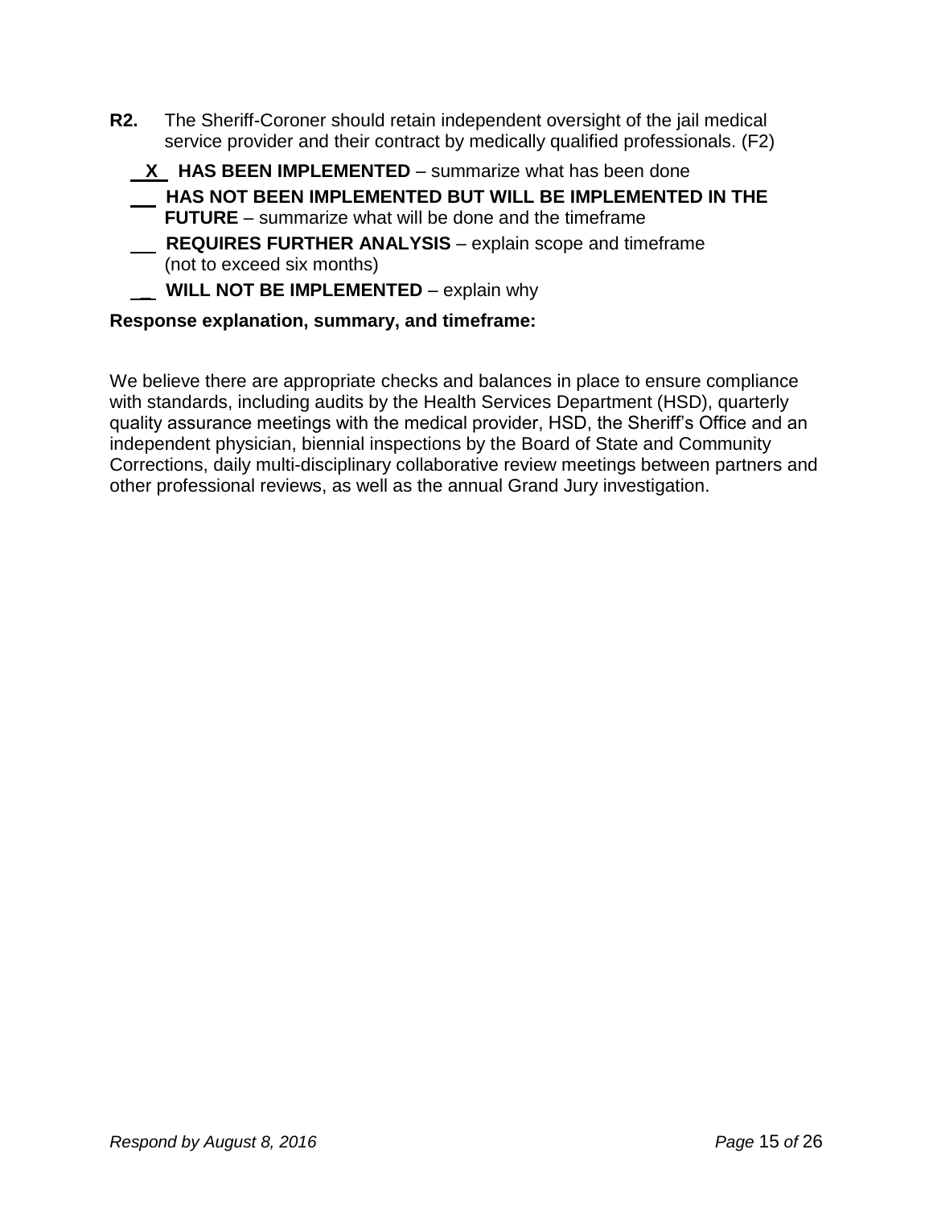**R2.** The Sheriff-Coroner should retain independent oversight of the jail medical service provider and their contract by medically qualified professionals. (F2)

__X__ **HAS BEEN IMPLEMENTED** – summarize what has been done

___ **HAS NOT BEEN IMPLEMENTED BUT WILL BE IMPLEMENTED IN THE FUTURE** – summarize what will be done and the timeframe

___ **REQUIRES FURTHER ANALYSIS** – explain scope and timeframe (not to exceed six months)

___ **WILL NOT BE IMPLEMENTED** – explain why

**Response explanation, summary, and timeframe:**

We believe there are appropriate checks and balances in place to ensure compliance with standards, including audits by the Health Services Department (HSD), quarterly quality assurance meetings with the medical provider, HSD, the Sheriff's Office and an independent physician, biennial inspections by the Board of State and Community Corrections, daily multi-disciplinary collaborative review meetings between partners and other professional reviews, as well as the annual Grand Jury investigation.

*Respond by August 8, 2016*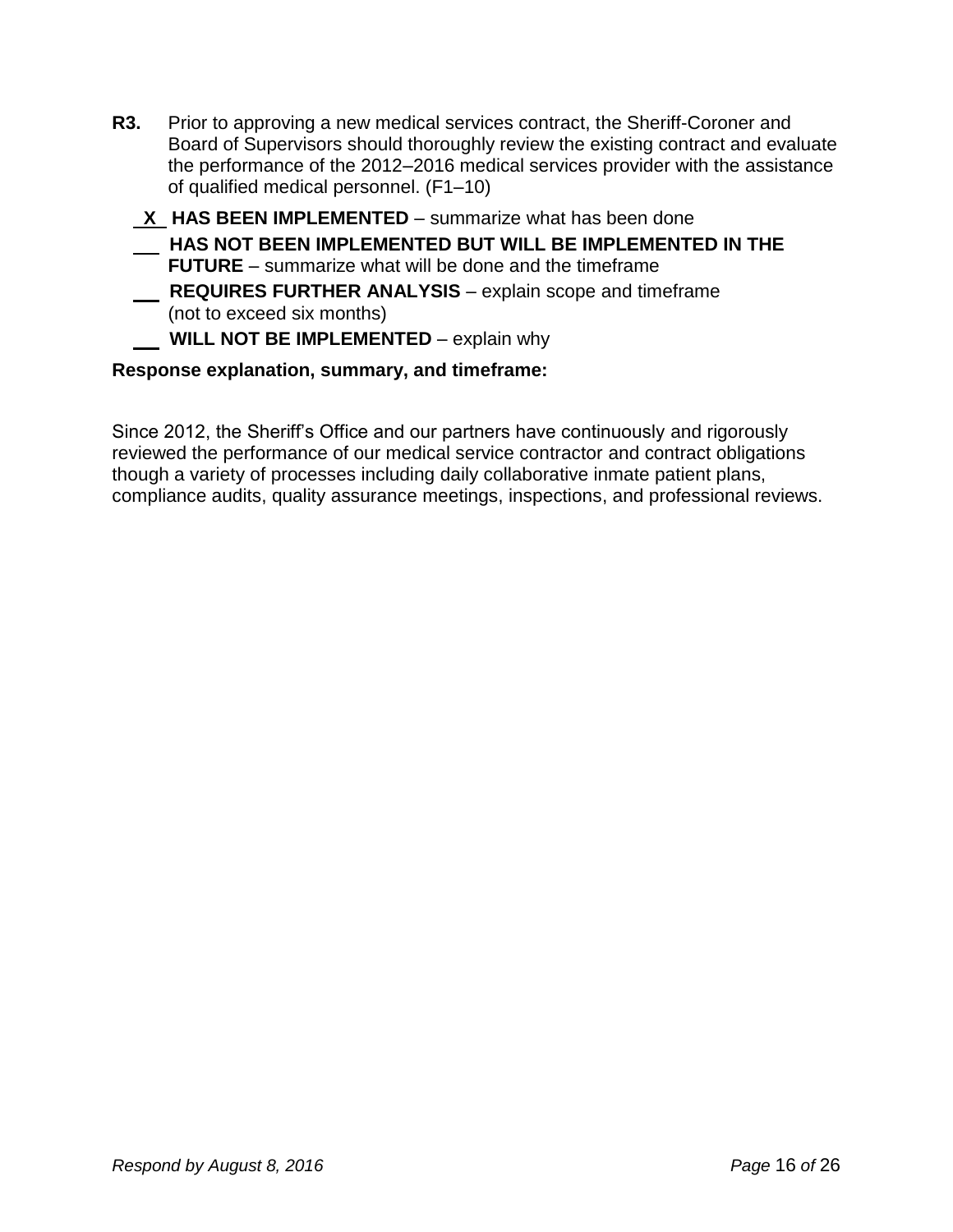**R3.** Prior to approving a new medical services contract, the Sheriff-Coroner and Board of Supervisors should thoroughly review the existing contract and evaluate the performance of the 2012–2016 medical services provider with the assistance of qualified medical personnel. (F1–10)

_X_ **HAS BEEN IMPLEMENTED** – summarize what has been done

___ **HAS NOT BEEN IMPLEMENTED BUT WILL BE IMPLEMENTED IN THE FUTURE** – summarize what will be done and the timeframe

___ **REQUIRES FURTHER ANALYSIS** – explain scope and timeframe (not to exceed six months)

___ **WILL NOT BE IMPLEMENTED** – explain why

**Response explanation, summary, and timeframe:**

Since 2012, the Sheriff's Office and our partners have continuously and rigorously reviewed the performance of our medical service contractor and contract obligations though a variety of processes including daily collaborative inmate patient plans, compliance audits, quality assurance meetings, inspections, and professional reviews.

*Respond by August 8, 2016*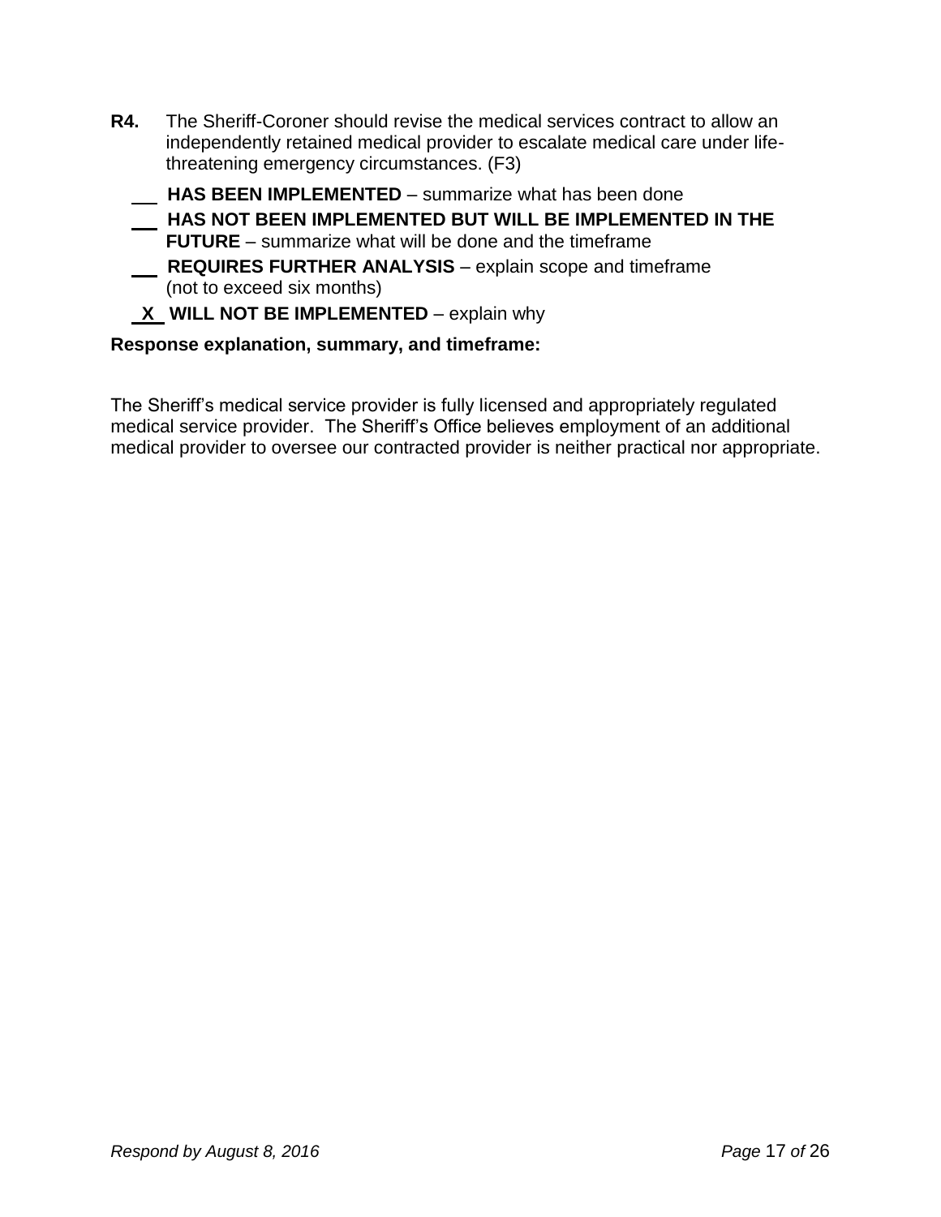**R4.** The Sheriff-Coroner should revise the medical services contract to allow an independently retained medical provider to escalate medical care under life-threatening emergency circumstances. (F3)

- ___ **HAS BEEN IMPLEMENTED** – summarize what has been done
- ___ **HAS NOT BEEN IMPLEMENTED BUT WILL BE IMPLEMENTED IN THE FUTURE** – summarize what will be done and the timeframe
- ___ **REQUIRES FURTHER ANALYSIS** – explain scope and timeframe (not to exceed six months)
- _X_ **WILL NOT BE IMPLEMENTED** – explain why

**Response explanation, summary, and timeframe:**

The Sheriff's medical service provider is fully licensed and appropriately regulated medical service provider. The Sheriff's Office believes employment of an additional medical provider to oversee our contracted provider is neither practical nor appropriate.

*Respond by August 8, 2016*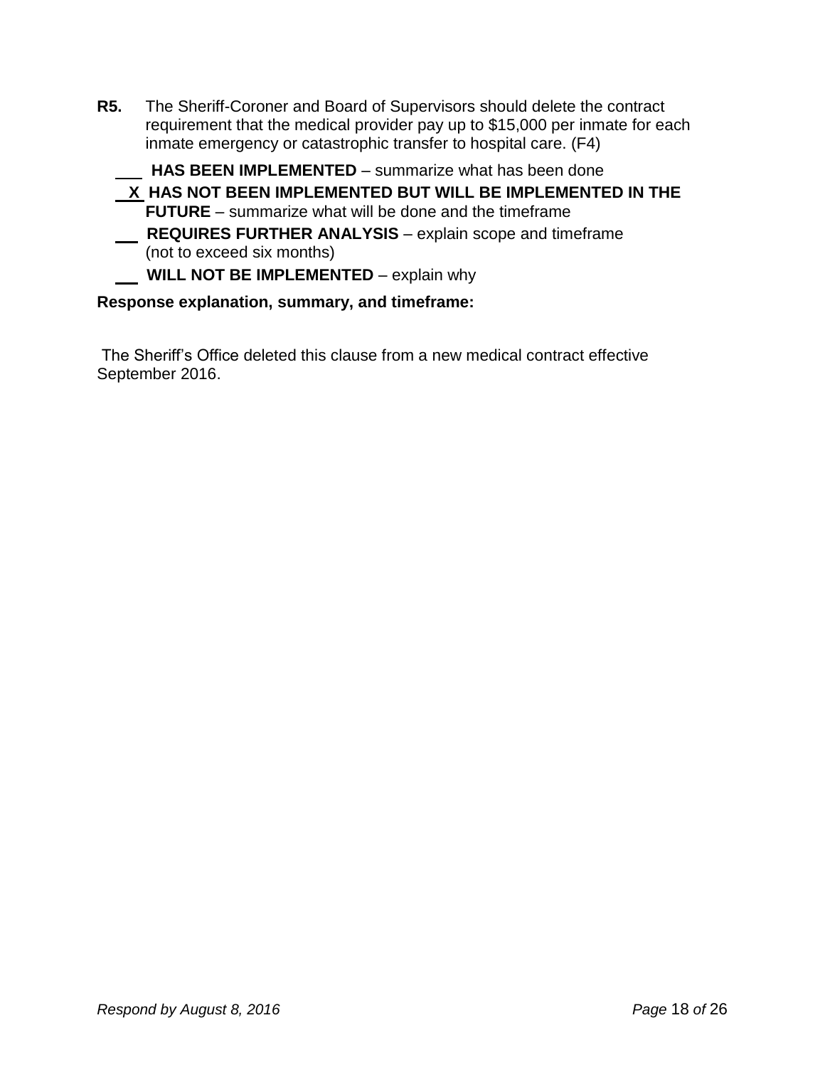**R5.** The Sheriff-Coroner and Board of Supervisors should delete the contract requirement that the medical provider pay up to $15,000 per inmate for each inmate emergency or catastrophic transfer to hospital care. (F4)

___ **HAS BEEN IMPLEMENTED** – summarize what has been done

_X_ **HAS NOT BEEN IMPLEMENTED BUT WILL BE IMPLEMENTED IN THE FUTURE** – summarize what will be done and the timeframe

___ **REQUIRES FURTHER ANALYSIS** – explain scope and timeframe (not to exceed six months)

___ **WILL NOT BE IMPLEMENTED** – explain why

**Response explanation, summary, and timeframe:**

The Sheriff's Office deleted this clause from a new medical contract effective September 2016.

*Respond by August 8, 2016*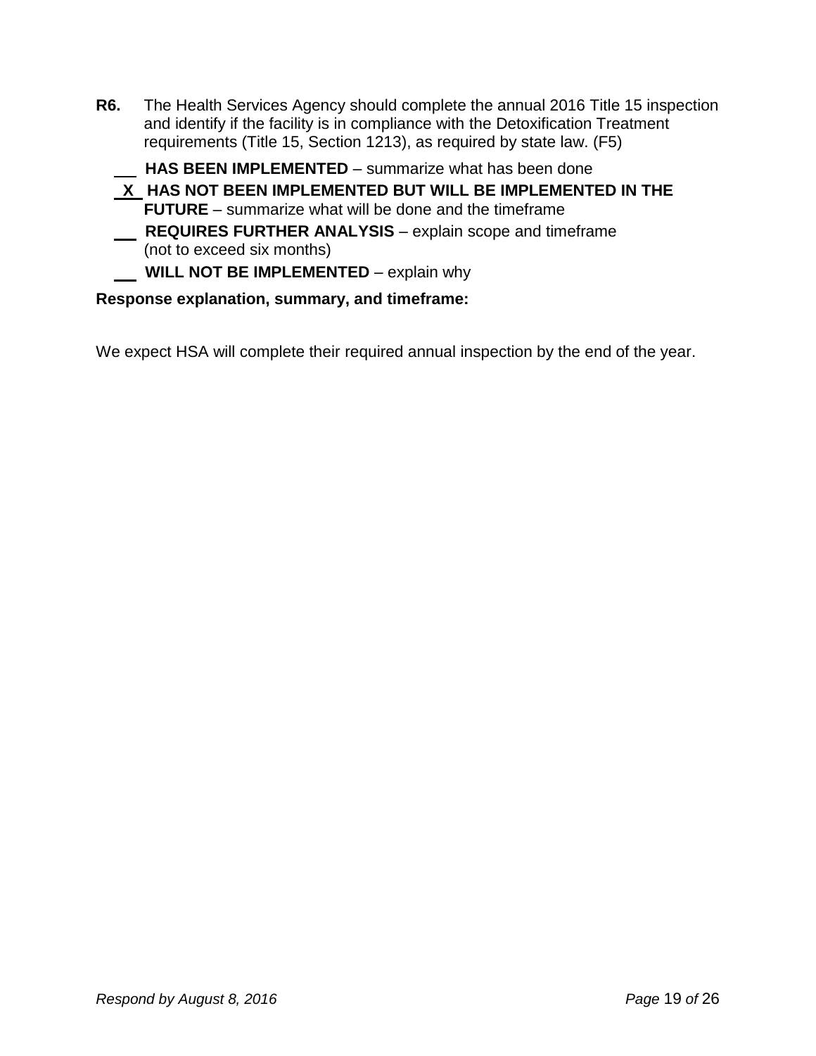**R6.** The Health Services Agency should complete the annual 2016 Title 15 inspection and identify if the facility is in compliance with the Detoxification Treatment requirements (Title 15, Section 1213), as required by state law. (F5)

\_\_\_ **HAS BEEN IMPLEMENTED** – summarize what has been done

\_X\_ **HAS NOT BEEN IMPLEMENTED BUT WILL BE IMPLEMENTED IN THE FUTURE** – summarize what will be done and the timeframe

\_\_\_ **REQUIRES FURTHER ANALYSIS** – explain scope and timeframe (not to exceed six months)

\_\_\_ **WILL NOT BE IMPLEMENTED** – explain why

**Response explanation, summary, and timeframe:**

We expect HSA will complete their required annual inspection by the end of the year.

*Respond by August 8, 2016*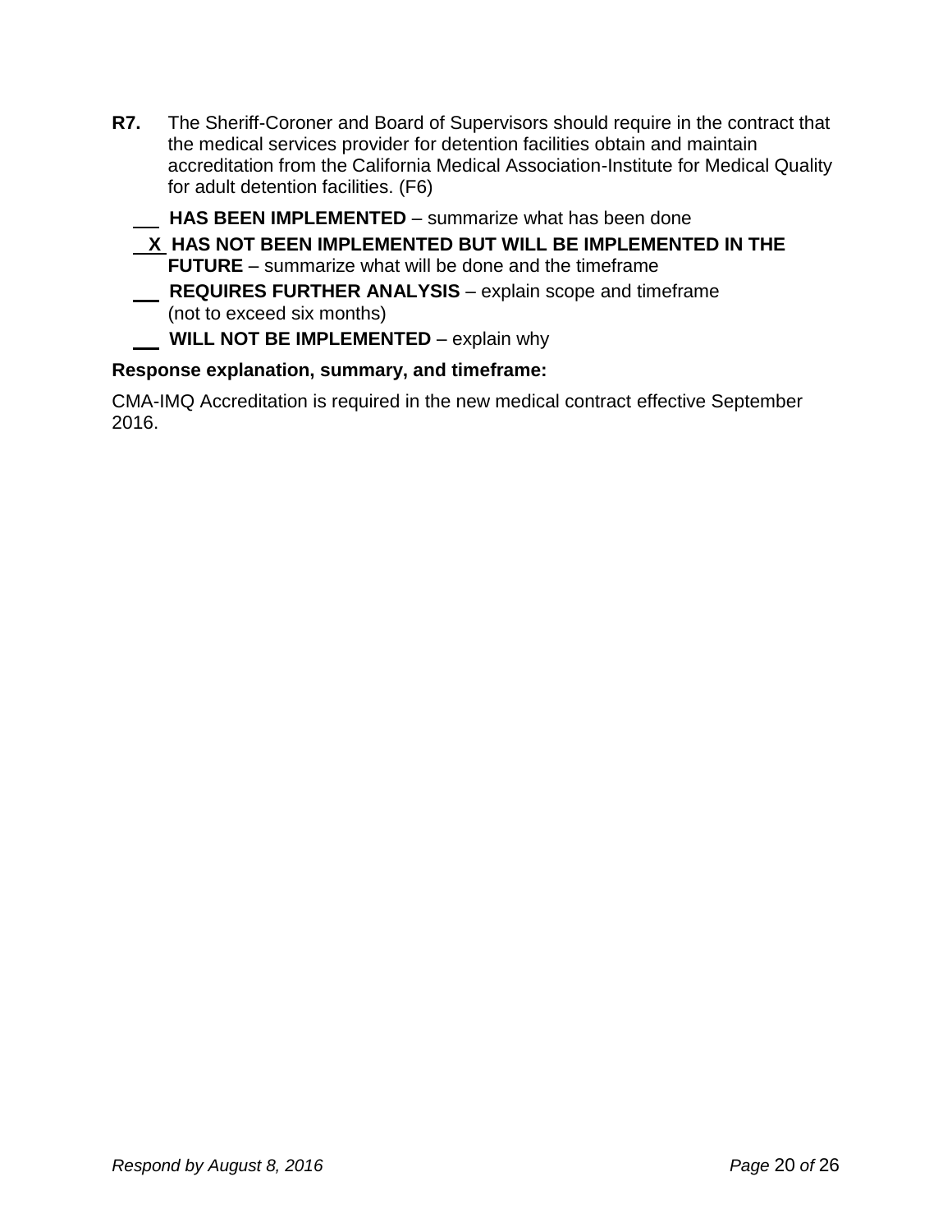**R7.** The Sheriff-Coroner and Board of Supervisors should require in the contract that the medical services provider for detention facilities obtain and maintain accreditation from the California Medical Association-Institute for Medical Quality for adult detention facilities. (F6)

\_\_\_ **HAS BEEN IMPLEMENTED** – summarize what has been done

\_X\_ **HAS NOT BEEN IMPLEMENTED BUT WILL BE IMPLEMENTED IN THE FUTURE** – summarize what will be done and the timeframe

\_\_\_ **REQUIRES FURTHER ANALYSIS** – explain scope and timeframe (not to exceed six months)

\_\_\_ **WILL NOT BE IMPLEMENTED** – explain why

**Response explanation, summary, and timeframe:**

CMA-IMQ Accreditation is required in the new medical contract effective September 2016.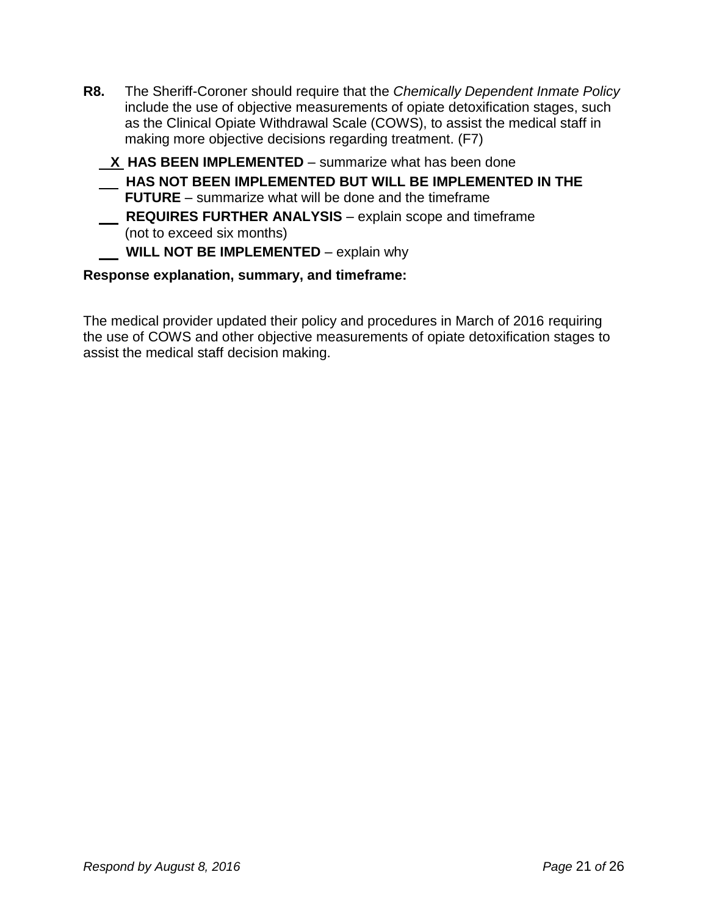**R8.** The Sheriff-Coroner should require that the *Chemically Dependent Inmate Policy* include the use of objective measurements of opiate detoxification stages, such as the Clinical Opiate Withdrawal Scale (COWS), to assist the medical staff in making more objective decisions regarding treatment. (F7)

\_\_X\_\_ **HAS BEEN IMPLEMENTED** – summarize what has been done

\_\_\_ **HAS NOT BEEN IMPLEMENTED BUT WILL BE IMPLEMENTED IN THE FUTURE** – summarize what will be done and the timeframe

\_\_\_ **REQUIRES FURTHER ANALYSIS** – explain scope and timeframe (not to exceed six months)

\_\_\_ **WILL NOT BE IMPLEMENTED** – explain why

**Response explanation, summary, and timeframe:**

The medical provider updated their policy and procedures in March of 2016 requiring the use of COWS and other objective measurements of opiate detoxification stages to assist the medical staff decision making.

*Respond by August 8, 2016*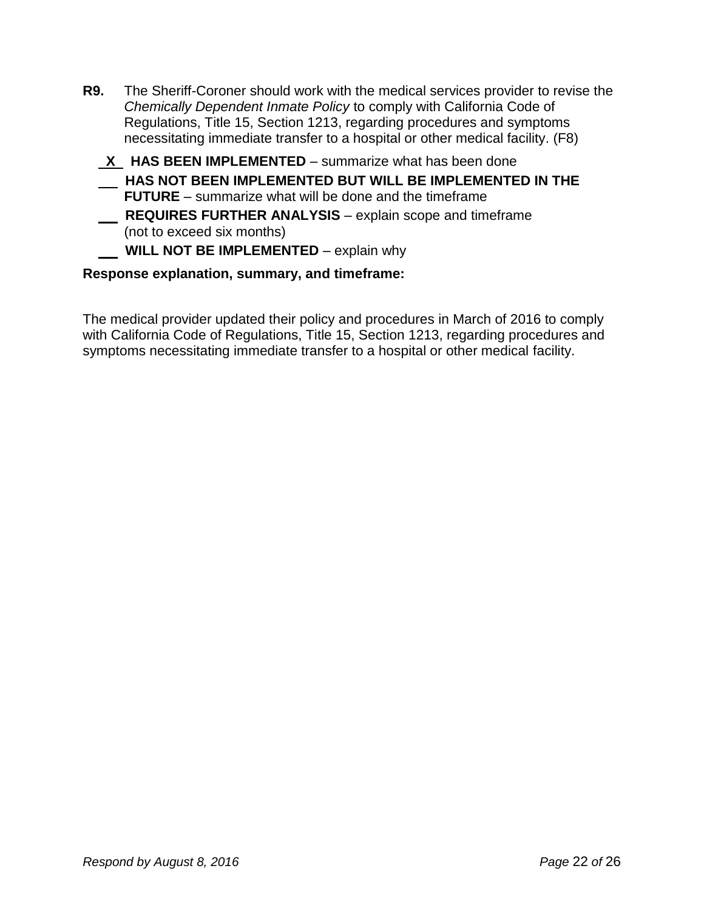**R9.** The Sheriff-Coroner should work with the medical services provider to revise the *Chemically Dependent Inmate Policy* to comply with California Code of Regulations, Title 15, Section 1213, regarding procedures and symptoms necessitating immediate transfer to a hospital or other medical facility. (F8)

__X__ **HAS BEEN IMPLEMENTED** – summarize what has been done

___ **HAS NOT BEEN IMPLEMENTED BUT WILL BE IMPLEMENTED IN THE FUTURE** – summarize what will be done and the timeframe

___ **REQUIRES FURTHER ANALYSIS** – explain scope and timeframe (not to exceed six months)

___ **WILL NOT BE IMPLEMENTED** – explain why

**Response explanation, summary, and timeframe:**

The medical provider updated their policy and procedures in March of 2016 to comply with California Code of Regulations, Title 15, Section 1213, regarding procedures and symptoms necessitating immediate transfer to a hospital or other medical facility.

*Respond by August 8, 2016*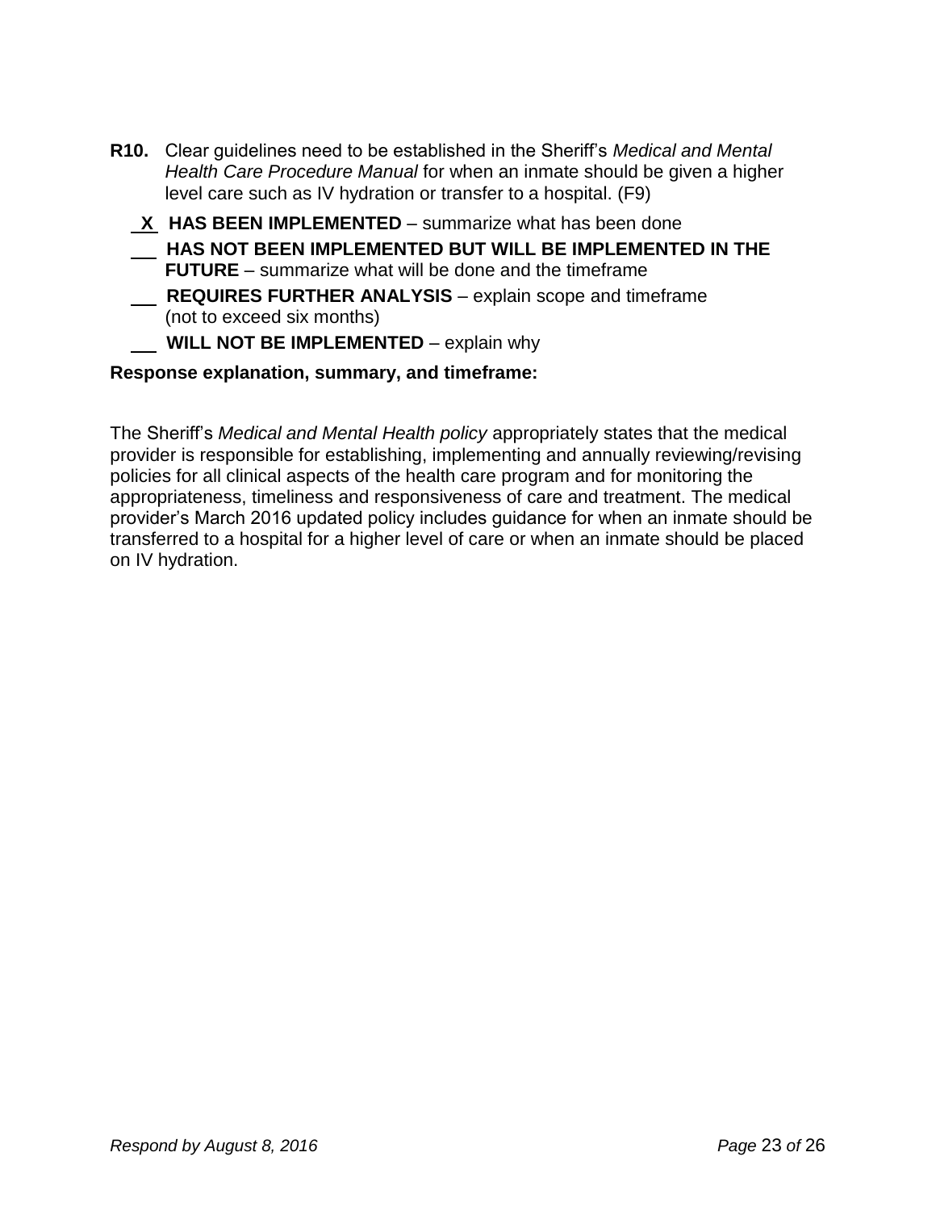**R10.** Clear guidelines need to be established in the Sheriff's *Medical and Mental Health Care Procedure Manual* for when an inmate should be given a higher level care such as IV hydration or transfer to a hospital. (F9)

**X** **HAS BEEN IMPLEMENTED** – summarize what has been done

___ **HAS NOT BEEN IMPLEMENTED BUT WILL BE IMPLEMENTED IN THE FUTURE** – summarize what will be done and the timeframe

___ **REQUIRES FURTHER ANALYSIS** – explain scope and timeframe (not to exceed six months)

___ **WILL NOT BE IMPLEMENTED** – explain why

**Response explanation, summary, and timeframe:**

The Sheriff's *Medical and Mental Health policy* appropriately states that the medical provider is responsible for establishing, implementing and annually reviewing/revising policies for all clinical aspects of the health care program and for monitoring the appropriateness, timeliness and responsiveness of care and treatment. The medical provider's March 2016 updated policy includes guidance for when an inmate should be transferred to a hospital for a higher level of care or when an inmate should be placed on IV hydration.

*Respond by August 8, 2016*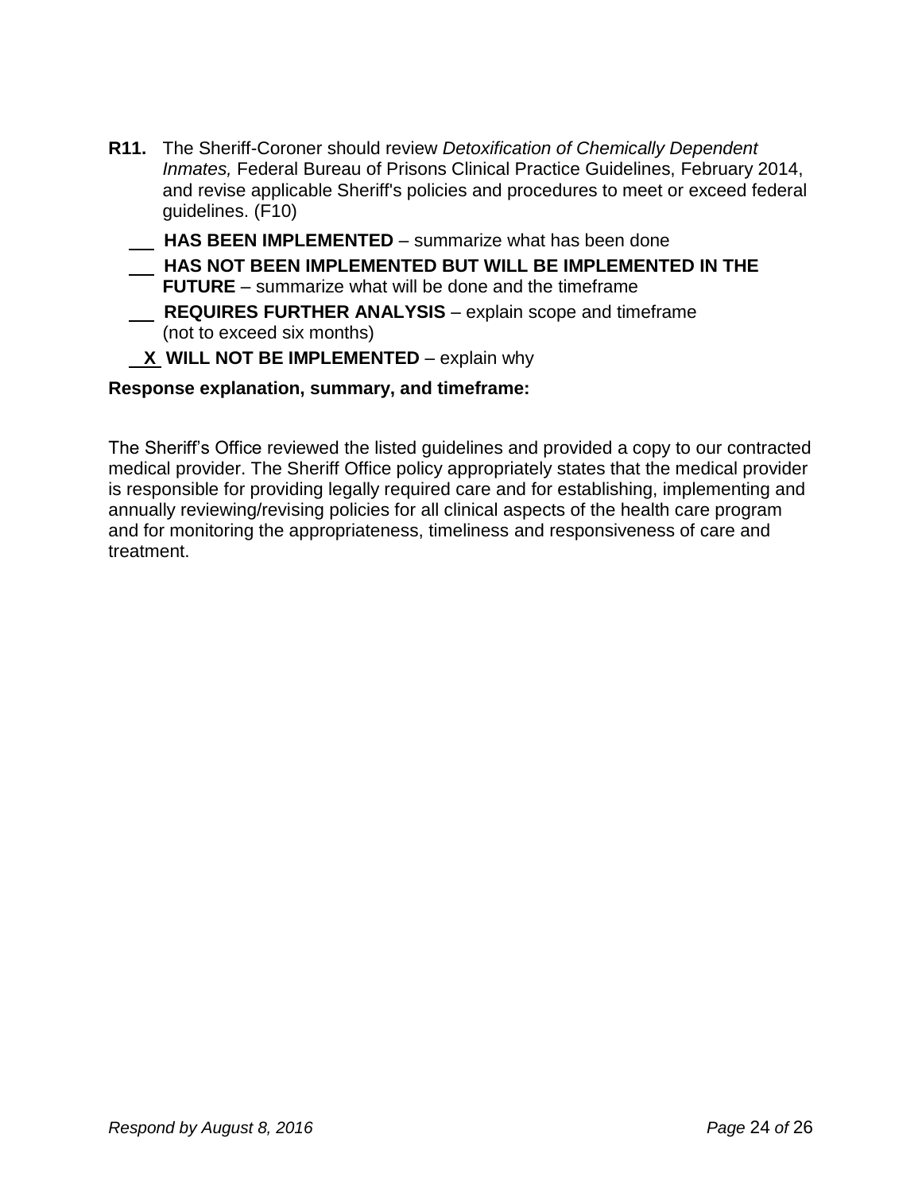**R11.** The Sheriff-Coroner should review *Detoxification of Chemically Dependent Inmates,* Federal Bureau of Prisons Clinical Practice Guidelines, February 2014, and revise applicable Sheriff's policies and procedures to meet or exceed federal guidelines. (F10)

\_\_\_ **HAS BEEN IMPLEMENTED** – summarize what has been done

\_\_\_ **HAS NOT BEEN IMPLEMENTED BUT WILL BE IMPLEMENTED IN THE FUTURE** – summarize what will be done and the timeframe

\_\_\_ **REQUIRES FURTHER ANALYSIS** – explain scope and timeframe (not to exceed six months)

\_X\_ **WILL NOT BE IMPLEMENTED** – explain why

**Response explanation, summary, and timeframe:**

The Sheriff's Office reviewed the listed guidelines and provided a copy to our contracted medical provider. The Sheriff Office policy appropriately states that the medical provider is responsible for providing legally required care and for establishing, implementing and annually reviewing/revising policies for all clinical aspects of the health care program and for monitoring the appropriateness, timeliness and responsiveness of care and treatment.

*Respond by August 8, 2016*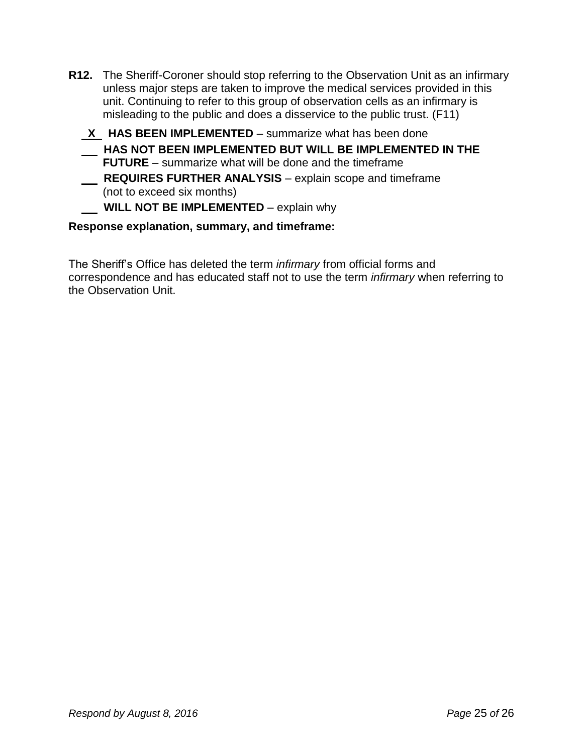**R12.** The Sheriff-Coroner should stop referring to the Observation Unit as an infirmary unless major steps are taken to improve the medical services provided in this unit. Continuing to refer to this group of observation cells as an infirmary is misleading to the public and does a disservice to the public trust. (F11)

 X  **HAS BEEN IMPLEMENTED** – summarize what has been done

___ **HAS NOT BEEN IMPLEMENTED BUT WILL BE IMPLEMENTED IN THE FUTURE** – summarize what will be done and the timeframe

___ **REQUIRES FURTHER ANALYSIS** – explain scope and timeframe (not to exceed six months)

___ **WILL NOT BE IMPLEMENTED** – explain why

**Response explanation, summary, and timeframe:**

The Sheriff's Office has deleted the term *infirmary* from official forms and correspondence and has educated staff not to use the term *infirmary* when referring to the Observation Unit.

*Respond by August 8, 2016*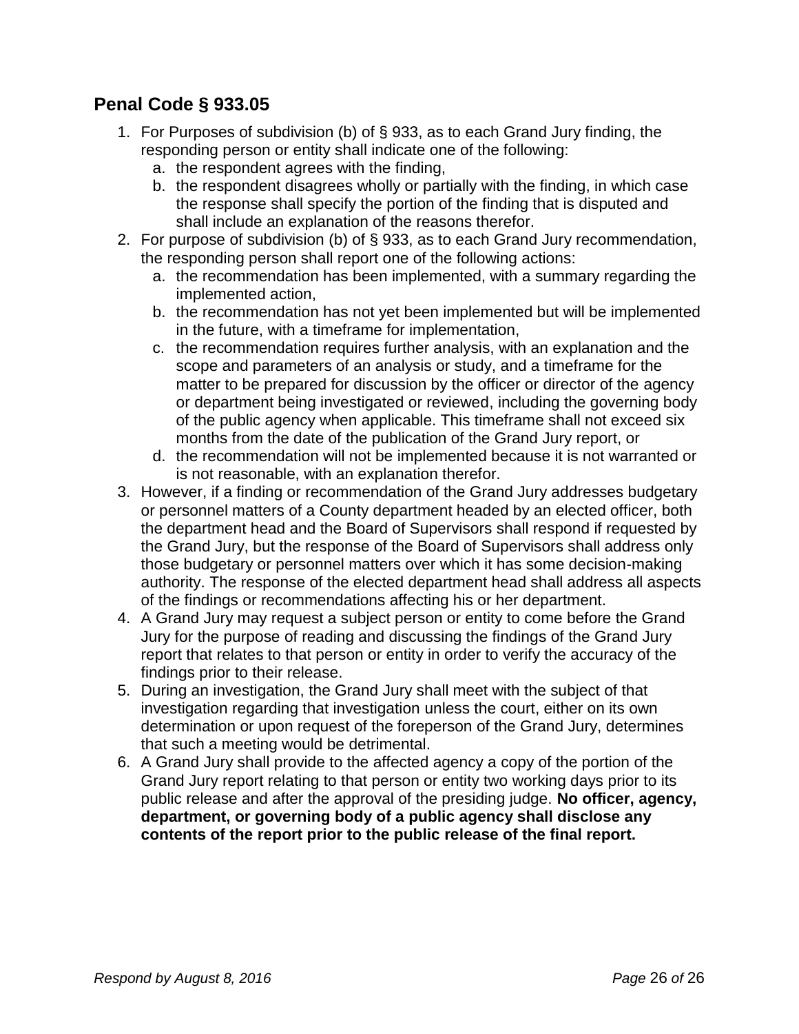## Penal Code § 933.05

1. For Purposes of subdivision (b) of § 933, as to each Grand Jury finding, the responding person or entity shall indicate one of the following:
   a. the respondent agrees with the finding,
   b. the respondent disagrees wholly or partially with the finding, in which case the response shall specify the portion of the finding that is disputed and shall include an explanation of the reasons therefor.
2. For purpose of subdivision (b) of § 933, as to each Grand Jury recommendation, the responding person shall report one of the following actions:
   a. the recommendation has been implemented, with a summary regarding the implemented action,
   b. the recommendation has not yet been implemented but will be implemented in the future, with a timeframe for implementation,
   c. the recommendation requires further analysis, with an explanation and the scope and parameters of an analysis or study, and a timeframe for the matter to be prepared for discussion by the officer or director of the agency or department being investigated or reviewed, including the governing body of the public agency when applicable. This timeframe shall not exceed six months from the date of the publication of the Grand Jury report, or
   d. the recommendation will not be implemented because it is not warranted or is not reasonable, with an explanation therefor.
3. However, if a finding or recommendation of the Grand Jury addresses budgetary or personnel matters of a County department headed by an elected officer, both the department head and the Board of Supervisors shall respond if requested by the Grand Jury, but the response of the Board of Supervisors shall address only those budgetary or personnel matters over which it has some decision-making authority. The response of the elected department head shall address all aspects of the findings or recommendations affecting his or her department.
4. A Grand Jury may request a subject person or entity to come before the Grand Jury for the purpose of reading and discussing the findings of the Grand Jury report that relates to that person or entity in order to verify the accuracy of the findings prior to their release.
5. During an investigation, the Grand Jury shall meet with the subject of that investigation regarding that investigation unless the court, either on its own determination or upon request of the foreperson of the Grand Jury, determines that such a meeting would be detrimental.
6. A Grand Jury shall provide to the affected agency a copy of the portion of the Grand Jury report relating to that person or entity two working days prior to its public release and after the approval of the presiding judge. **No officer, agency, department, or governing body of a public agency shall disclose any contents of the report prior to the public release of the final report.**